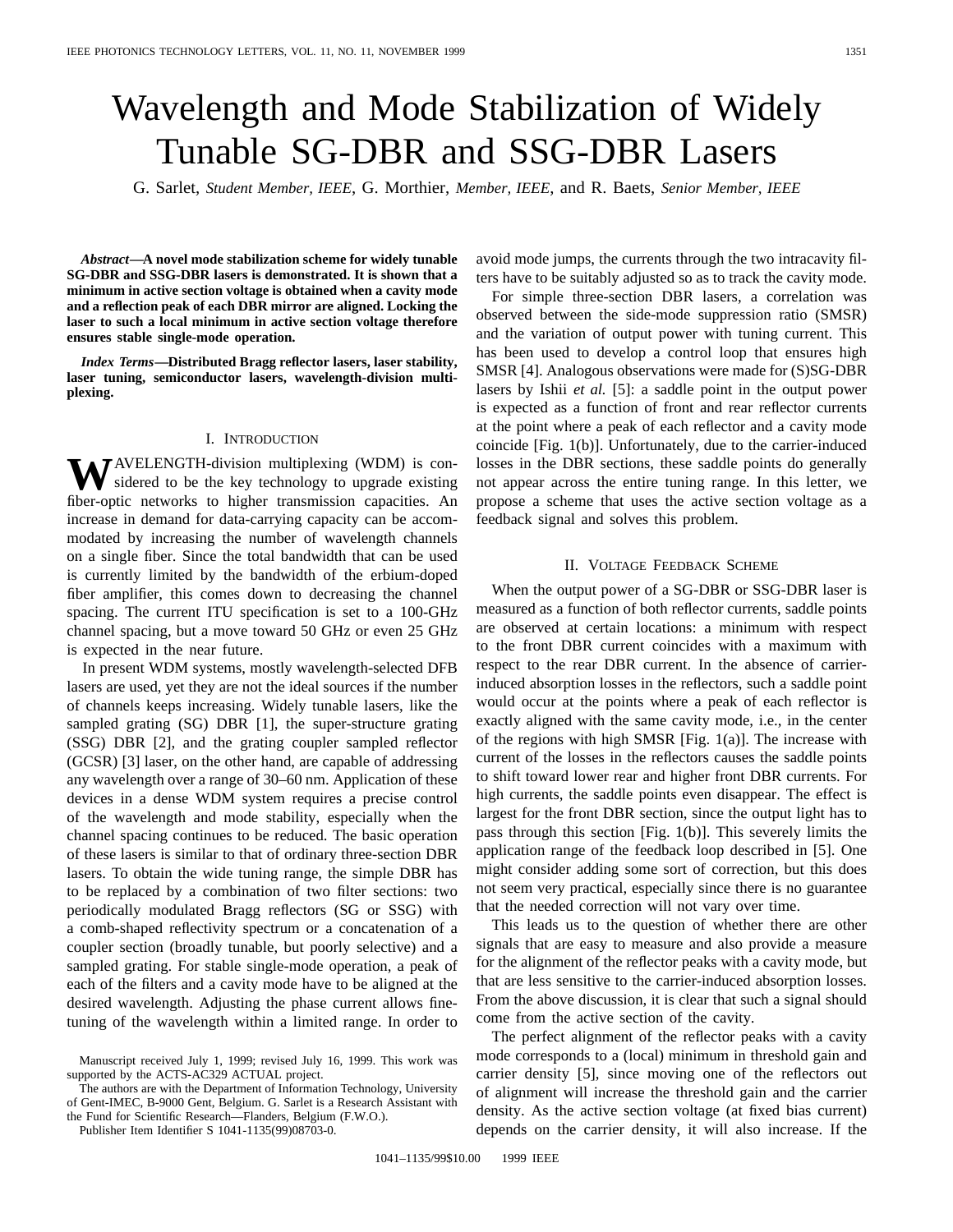# Wavelength and Mode Stabilization of Widely Tunable SG-DBR and SSG-DBR Lasers

G. Sarlet, *Student Member, IEEE*, G. Morthier, *Member, IEEE*, and R. Baets, *Senior Member, IEEE*

***Abstract*—A novel mode stabilization scheme for widely tunable SG-DBR and SSG-DBR lasers is demonstrated. It is shown that a minimum in active section voltage is obtained when a cavity mode and a reflection peak of each DBR mirror are aligned. Locking the laser to such a local minimum in active section voltage therefore ensures stable single-mode operation.**

***Index Terms*—Distributed Bragg reflector lasers, laser stability, laser tuning, semiconductor lasers, wavelength-division multiplexing.**

## I. Introduction

WAVELENGTH-division multiplexing (WDM) is considered to be the key technology to upgrade existing fiber-optic networks to higher transmission capacities. An increase in demand for data-carrying capacity can be accommodated by increasing the number of wavelength channels on a single fiber. Since the total bandwidth that can be used is currently limited by the bandwidth of the erbium-doped fiber amplifier, this comes down to decreasing the channel spacing. The current ITU specification is set to a 100-GHz channel spacing, but a move toward 50 GHz or even 25 GHz is expected in the near future.

In present WDM systems, mostly wavelength-selected DFB lasers are used, yet they are not the ideal sources if the number of channels keeps increasing. Widely tunable lasers, like the sampled grating (SG) DBR [1], the super-structure grating (SSG) DBR [2], and the grating coupler sampled reflector (GCSR) [3] laser, on the other hand, are capable of addressing any wavelength over a range of 30–60 nm. Application of these devices in a dense WDM system requires a precise control of the wavelength and mode stability, especially when the channel spacing continues to be reduced. The basic operation of these lasers is similar to that of ordinary three-section DBR lasers. To obtain the wide tuning range, the simple DBR has to be replaced by a combination of two filter sections: two periodically modulated Bragg reflectors (SG or SSG) with a comb-shaped reflectivity spectrum or a concatenation of a coupler section (broadly tunable, but poorly selective) and a sampled grating. For stable single-mode operation, a peak of each of the filters and a cavity mode have to be aligned at the desired wavelength. Adjusting the phase current allows fine-tuning of the wavelength within a limited range. In order to avoid mode jumps, the currents through the two intracavity filters have to be suitably adjusted so as to track the cavity mode.

For simple three-section DBR lasers, a correlation was observed between the side-mode suppression ratio (SMSR) and the variation of output power with tuning current. This has been used to develop a control loop that ensures high SMSR [4]. Analogous observations were made for (S)SG-DBR lasers by Ishii *et al.* [5]: a saddle point in the output power is expected as a function of front and rear reflector currents at the point where a peak of each reflector and a cavity mode coincide [Fig. 1(b)]. Unfortunately, due to the carrier-induced losses in the DBR sections, these saddle points do generally not appear across the entire tuning range. In this letter, we propose a scheme that uses the active section voltage as a feedback signal and solves this problem.

## II. Voltage Feedback Scheme

When the output power of a SG-DBR or SSG-DBR laser is measured as a function of both reflector currents, saddle points are observed at certain locations: a minimum with respect to the front DBR current coincides with a maximum with respect to the rear DBR current. In the absence of carrier-induced absorption losses in the reflectors, such a saddle point would occur at the points where a peak of each reflector is exactly aligned with the same cavity mode, i.e., in the center of the regions with high SMSR [Fig. 1(a)]. The increase with current of the losses in the reflectors causes the saddle points to shift toward lower rear and higher front DBR currents. For high currents, the saddle points even disappear. The effect is largest for the front DBR section, since the output light has to pass through this section [Fig. 1(b)]. This severely limits the application range of the feedback loop described in [5]. One might consider adding some sort of correction, but this does not seem very practical, especially since there is no guarantee that the needed correction will not vary over time.

This leads us to the question of whether there are other signals that are easy to measure and also provide a measure for the alignment of the reflector peaks with a cavity mode, but that are less sensitive to the carrier-induced absorption losses. From the above discussion, it is clear that such a signal should come from the active section of the cavity.

The perfect alignment of the reflector peaks with a cavity mode corresponds to a (local) minimum in threshold gain and carrier density [5], since moving one of the reflectors out of alignment will increase the threshold gain and the carrier density. As the active section voltage (at fixed bias current) depends on the carrier density, it will also increase. If the

Manuscript received July 1, 1999; revised July 16, 1999. This work was supported by the ACTS-AC329 ACTUAL project.

The authors are with the Department of Information Technology, University of Gent-IMEC, B-9000 Gent, Belgium. G. Sarlet is a Research Assistant with the Fund for Scientific Research—Flanders, Belgium (F.W.O.).

Publisher Item Identifier S 1041-1135(99)08703-0.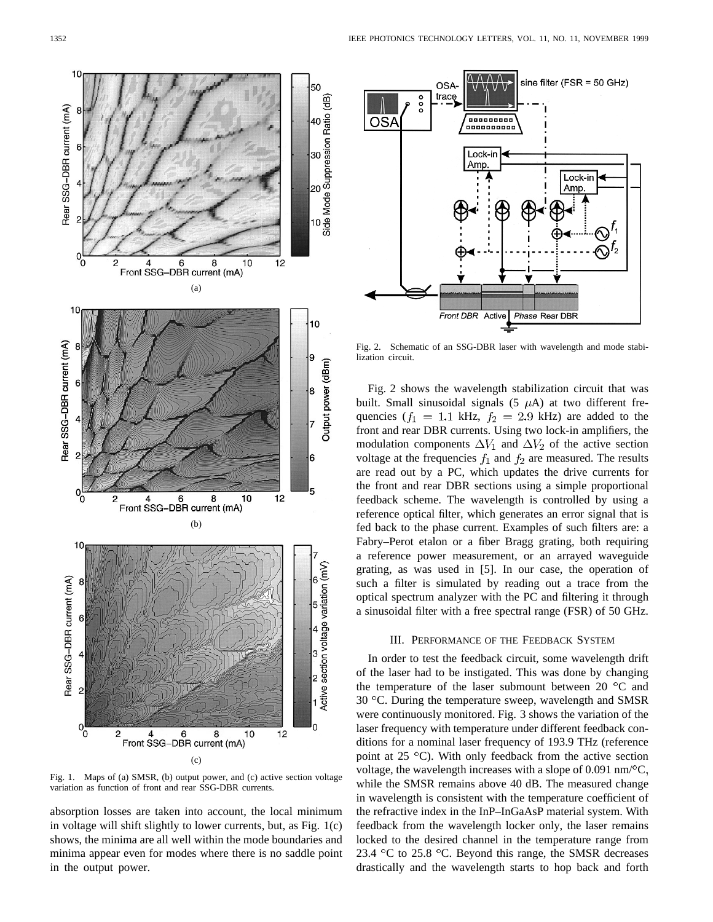Fig. 1. Maps of (a) SMSR, (b) output power, and (c) active section voltage variation as function of front and rear SSG-DBR currents.

absorption losses are taken into account, the local minimum in voltage will shift slightly to lower currents, but, as Fig. 1(c) shows, the minima are all well within the mode boundaries and minima appear even for modes where there is no saddle point in the output power.

Fig. 2. Schematic of an SSG-DBR laser with wavelength and mode stabilization circuit.

Fig. 2 shows the wavelength stabilization circuit that was built. Small sinusoidal signals (5 $\mu$A) at two different frequencies ($f_1 = 1.1$ kHz, $f_2 = 2.9$ kHz) are added to the front and rear DBR currents. Using two lock-in amplifiers, the modulation components $\Delta V_1$ and $\Delta V_2$ of the active section voltage at the frequencies $f_1$ and $f_2$ are measured. The results are read out by a PC, which updates the drive currents for the front and rear DBR sections using a simple proportional feedback scheme. The wavelength is controlled by using a reference optical filter, which generates an error signal that is fed back to the phase current. Examples of such filters are: a Fabry–Perot etalon or a fiber Bragg grating, both requiring a reference power measurement, or an arrayed waveguide grating, as was used in [5]. In our case, the operation of such a filter is simulated by reading out a trace from the optical spectrum analyzer with the PC and filtering it through a sinusoidal filter with a free spectral range (FSR) of 50 GHz.

## III. Performance of the Feedback System

In order to test the feedback circuit, some wavelength drift of the laser had to be instigated. This was done by changing the temperature of the laser submount between 20 °C and 30 °C. During the temperature sweep, wavelength and SMSR were continuously monitored. Fig. 3 shows the variation of the laser frequency with temperature under different feedback conditions for a nominal laser frequency of 193.9 THz (reference point at 25 °C). With only feedback from the active section voltage, the wavelength increases with a slope of 0.091 nm/°C, while the SMSR remains above 40 dB. The measured change in wavelength is consistent with the temperature coefficient of the refractive index in the InP–InGaAsP material system. With feedback from the wavelength locker only, the laser remains locked to the desired channel in the temperature range from 23.4 °C to 25.8 °C. Beyond this range, the SMSR decreases drastically and the wavelength starts to hop back and forth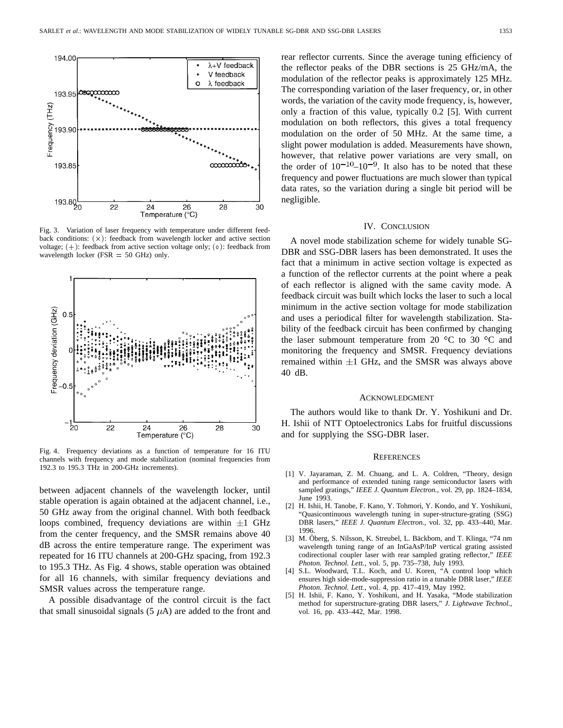194.00

193.95

193.90

193.85

193.80

Frequency (THz)

20 22 24 26 28 30

Temperature (°C)

× λ+V feedback
+ V feedback
o λ feedback

Fig. 3. Variation of laser frequency with temperature under different feedback conditions: (×): feedback from wavelength locker and active section voltage; (+): feedback from active section voltage only; (∘): feedback from wavelength locker (FSR = 50 GHz) only.

1

0.5

0

−0.5

−1

Frequency deviation (GHz)

20 22 24 26 28 30

Temperature (°C)

Fig. 4. Frequency deviations as a function of temperature for 16 ITU channels with frequency and mode stabilization (nominal frequencies from 192.3 to 195.3 THz in 200-GHz increments).

between adjacent channels of the wavelength locker, until stable operation is again obtained at the adjacent channel, i.e., 50 GHz away from the original channel. With both feedback loops combined, frequency deviations are within $\pm 1$ GHz from the center frequency, and the SMSR remains above 40 dB across the entire temperature range. The experiment was repeated for 16 ITU channels at 200-GHz spacing, from 192.3 to 195.3 THz. As Fig. 4 shows, stable operation was obtained for all 16 channels, with similar frequency deviations and SMSR values across the temperature range.

A possible disadvantage of the control circuit is the fact that small sinusoidal signals (5 $\mu$A) are added to the front and rear reflector currents. Since the average tuning efficiency of the reflector peaks of the DBR sections is 25 GHz/mA, the modulation of the reflector peaks is approximately 125 MHz. The corresponding variation of the laser frequency, or, in other words, the variation of the cavity mode frequency, is, however, only a fraction of this value, typically 0.2 [5]. With current modulation on both reflectors, this gives a total frequency modulation on the order of 50 MHz. At the same time, a slight power modulation is added. Measurements have shown, however, that relative power variations are very small, on the order of $10^{-10}$–$10^{-9}$. It also has to be noted that these frequency and power fluctuations are much slower than typical data rates, so the variation during a single bit period will be negligible.

## IV. Conclusion

A novel mode stabilization scheme for widely tunable SG-DBR and SSG-DBR lasers has been demonstrated. It uses the fact that a minimum in active section voltage is expected as a function of the reflector currents at the point where a peak of each reflector is aligned with the same cavity mode. A feedback circuit was built which locks the laser to such a local minimum in the active section voltage for mode stabilization and uses a periodical filter for wavelength stabilization. Stability of the feedback circuit has been confirmed by changing the laser submount temperature from 20 °C to 30 °C and monitoring the frequency and SMSR. Frequency deviations remained within $\pm 1$ GHz, and the SMSR was always above 40 dB.

## Acknowledgment

The authors would like to thank Dr. Y. Yoshikuni and Dr. H. Ishii of NTT Optoelectronics Labs for fruitful discussions and for supplying the SSG-DBR laser.

## References

[1] V. Jayaraman, Z. M. Chuang, and L. A. Coldren, "Theory, design and performance of extended tuning range semiconductor lasers with sampled gratings," *IEEE J. Quantum Electron.*, vol. 29, pp. 1824–1834, June 1993.

[2] H. Ishii, H. Tanobe, F. Kano, Y. Tohmori, Y. Kondo, and Y. Yoshikuni, "Quasicontinuous wavelength tuning in super-structure-grating (SSG) DBR lasers," *IEEE J. Quantum Electron.*, vol. 32, pp. 433–440, Mar. 1996.

[3] M. Öberg, S. Nilsson, K. Streubel, L. Bäckbom, and T. Klinga, "74 nm wavelength tuning range of an InGaAsP/InP vertical grating assisted codirectional coupler laser with rear sampled grating reflector," *IEEE Photon. Technol. Lett.*, vol. 5, pp. 735–738, July 1993.

[4] S.L. Woodward, T.L. Koch, and U. Koren, "A control loop which ensures high side-mode-suppression ratio in a tunable DBR laser," *IEEE Photon. Technol. Lett.*, vol. 4, pp. 417–419, May 1992.

[5] H. Ishii, F. Kano, Y. Yoshikuni, and H. Yasaka, "Mode stabilization method for superstructure-grating DBR lasers," *J. Lightwave Technol.*, vol. 16, pp. 433–442, Mar. 1998.